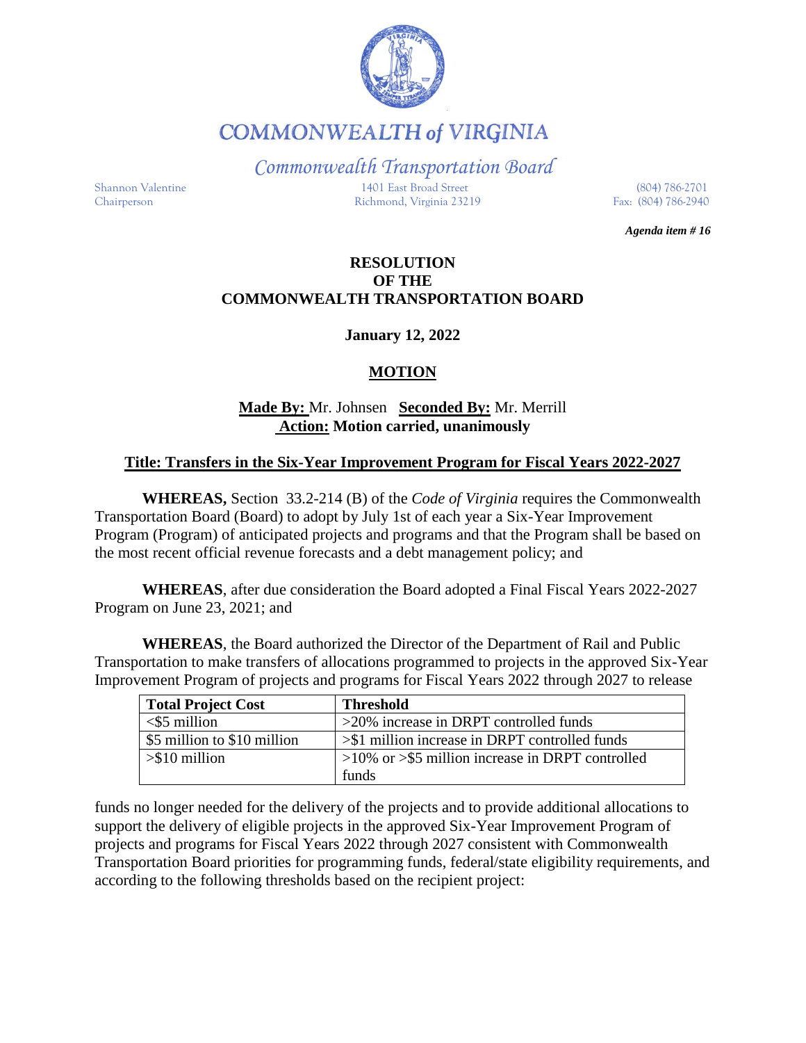# COMMONWEALTH of VIRGINIA

*Commonwealth Transportation Board*

Shannon Valentine
Chairperson

1401 East Broad Street
Richmond, Virginia 23219

(804) 786-2701
Fax: (804) 786-2940

***Agenda item # 16***

**RESOLUTION**
**OF THE**
**COMMONWEALTH TRANSPORTATION BOARD**

**January 12, 2022**

**MOTION**

**Made By:** Mr. Johnsen **Seconded By:** Mr. Merrill
**Action: Motion carried, unanimously**

**Title: Transfers in the Six-Year Improvement Program for Fiscal Years 2022-2027**

**WHEREAS,** Section 33.2-214 (B) of the *Code of Virginia* requires the Commonwealth Transportation Board (Board) to adopt by July 1st of each year a Six-Year Improvement Program (Program) of anticipated projects and programs and that the Program shall be based on the most recent official revenue forecasts and a debt management policy; and

**WHEREAS**, after due consideration the Board adopted a Final Fiscal Years 2022-2027 Program on June 23, 2021; and

**WHEREAS**, the Board authorized the Director of the Department of Rail and Public Transportation to make transfers of allocations programmed to projects in the approved Six-Year Improvement Program of projects and programs for Fiscal Years 2022 through 2027 to release

| Total Project Cost | Threshold |
| --- | --- |
| <$5 million | >20% increase in DRPT controlled funds |
| $5 million to $10 million | >$1 million increase in DRPT controlled funds |
| >$10 million | >10% or >$5 million increase in DRPT controlled funds |

funds no longer needed for the delivery of the projects and to provide additional allocations to support the delivery of eligible projects in the approved Six-Year Improvement Program of projects and programs for Fiscal Years 2022 through 2027 consistent with Commonwealth Transportation Board priorities for programming funds, federal/state eligibility requirements, and according to the following thresholds based on the recipient project: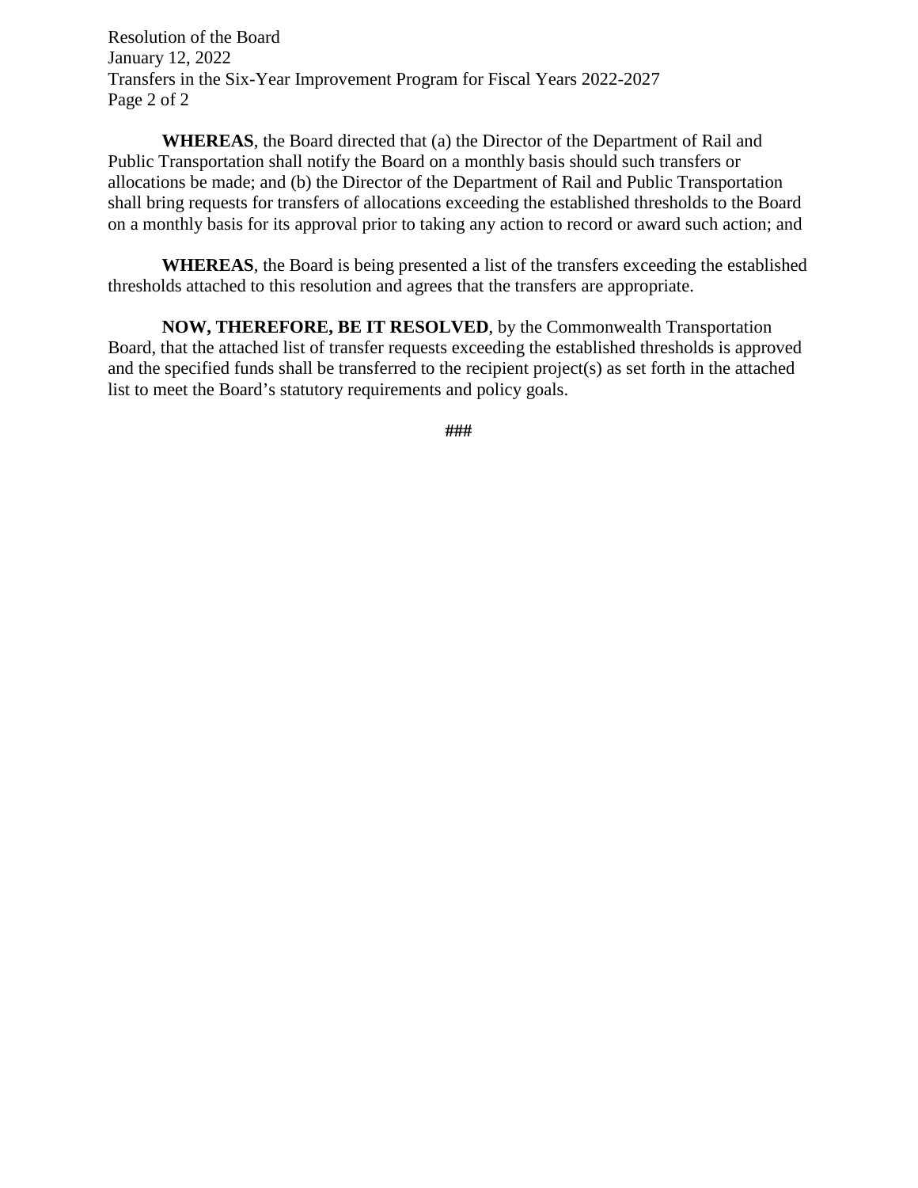**WHEREAS**, the Board directed that (a) the Director of the Department of Rail and Public Transportation shall notify the Board on a monthly basis should such transfers or allocations be made; and (b) the Director of the Department of Rail and Public Transportation shall bring requests for transfers of allocations exceeding the established thresholds to the Board on a monthly basis for its approval prior to taking any action to record or award such action; and

**WHEREAS**, the Board is being presented a list of the transfers exceeding the established thresholds attached to this resolution and agrees that the transfers are appropriate.

**NOW, THEREFORE, BE IT RESOLVED**, by the Commonwealth Transportation Board, that the attached list of transfer requests exceeding the established thresholds is approved and the specified funds shall be transferred to the recipient project(s) as set forth in the attached list to meet the Board's statutory requirements and policy goals.

###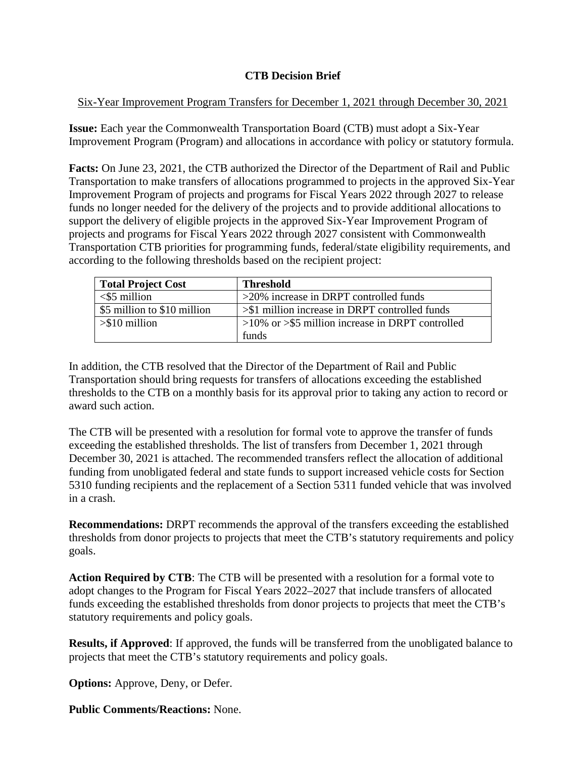**CTB Decision Brief**

Six-Year Improvement Program Transfers for December 1, 2021 through December 30, 2021

**Issue:** Each year the Commonwealth Transportation Board (CTB) must adopt a Six-Year Improvement Program (Program) and allocations in accordance with policy or statutory formula.

**Facts:** On June 23, 2021, the CTB authorized the Director of the Department of Rail and Public Transportation to make transfers of allocations programmed to projects in the approved Six-Year Improvement Program of projects and programs for Fiscal Years 2022 through 2027 to release funds no longer needed for the delivery of the projects and to provide additional allocations to support the delivery of eligible projects in the approved Six-Year Improvement Program of projects and programs for Fiscal Years 2022 through 2027 consistent with Commonwealth Transportation CTB priorities for programming funds, federal/state eligibility requirements, and according to the following thresholds based on the recipient project:

| Total Project Cost | Threshold |
|---|---|
| <$5 million | >20% increase in DRPT controlled funds |
| $5 million to $10 million | >$1 million increase in DRPT controlled funds |
| >$10 million | >10% or >$5 million increase in DRPT controlled funds |

In addition, the CTB resolved that the Director of the Department of Rail and Public Transportation should bring requests for transfers of allocations exceeding the established thresholds to the CTB on a monthly basis for its approval prior to taking any action to record or award such action.

The CTB will be presented with a resolution for formal vote to approve the transfer of funds exceeding the established thresholds. The list of transfers from December 1, 2021 through December 30, 2021 is attached. The recommended transfers reflect the allocation of additional funding from unobligated federal and state funds to support increased vehicle costs for Section 5310 funding recipients and the replacement of a Section 5311 funded vehicle that was involved in a crash.

**Recommendations:** DRPT recommends the approval of the transfers exceeding the established thresholds from donor projects to projects that meet the CTB's statutory requirements and policy goals.

**Action Required by CTB**: The CTB will be presented with a resolution for a formal vote to adopt changes to the Program for Fiscal Years 2022–2027 that include transfers of allocated funds exceeding the established thresholds from donor projects to projects that meet the CTB's statutory requirements and policy goals.

**Results, if Approved**: If approved, the funds will be transferred from the unobligated balance to projects that meet the CTB's statutory requirements and policy goals.

**Options:** Approve, Deny, or Defer.

**Public Comments/Reactions:** None.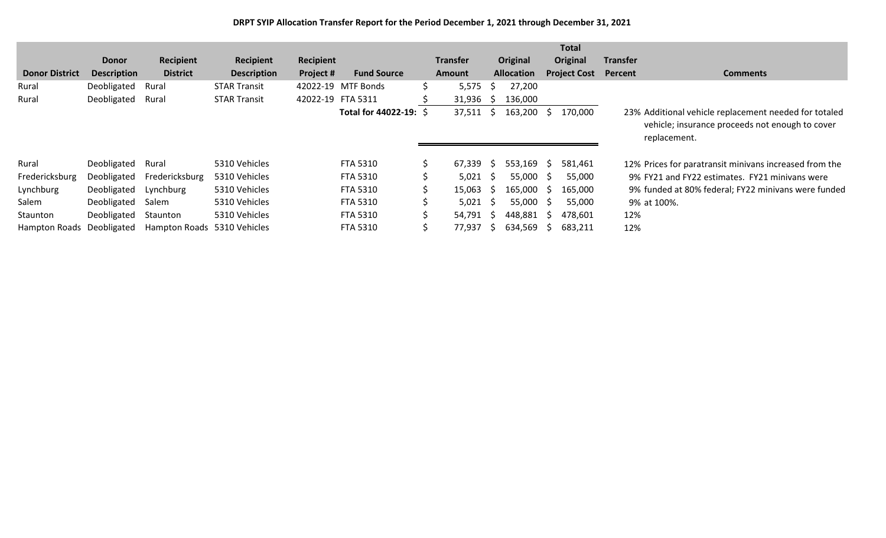**DRPT SYIP Allocation Transfer Report for the Period December 1, 2021 through December 31, 2021**

| Donor District | Donor Description | Recipient District | Recipient Description | Recipient Project # | Fund Source | Transfer Amount | Original Allocation | Total Original Project Cost | Transfer Percent | Comments |
|---|---|---|---|---|---|---|---|---|---|---|
| Rural | Deobligated | Rural | STAR Transit | 42022-19 | MTF Bonds | $ 5,575 | $ 27,200 | | | |
| Rural | Deobligated | Rural | STAR Transit | 42022-19 | FTA 5311 | $ 31,936 | $ 136,000 | | | |
| | | | | | **Total for 44022-19:** | $ 37,511 | $ 163,200 | $ 170,000 | 23% | Additional vehicle replacement needed for totaled vehicle; insurance proceeds not enough to cover replacement. |
| Rural | Deobligated | Rural | 5310 Vehicles | | FTA 5310 | $ 67,339 | $ 553,169 | $ 581,461 | 12% | Prices for paratransit minivans increased from the FY21 and FY22 estimates. FY21 minivans were funded at 80% federal; FY22 minivans were funded at 100%. |
| Fredericksburg | Deobligated | Fredericksburg | 5310 Vehicles | | FTA 5310 | $ 5,021 | $ 55,000 | $ 55,000 | 9% | |
| Lynchburg | Deobligated | Lynchburg | 5310 Vehicles | | FTA 5310 | $ 15,063 | $ 165,000 | $ 165,000 | 9% | |
| Salem | Deobligated | Salem | 5310 Vehicles | | FTA 5310 | $ 5,021 | $ 55,000 | $ 55,000 | 9% | |
| Staunton | Deobligated | Staunton | 5310 Vehicles | | FTA 5310 | $ 54,791 | $ 448,881 | $ 478,601 | 12% | |
| Hampton Roads | Deobligated | Hampton Roads | 5310 Vehicles | | FTA 5310 | $ 77,937 | $ 634,569 | $ 683,211 | 12% | |